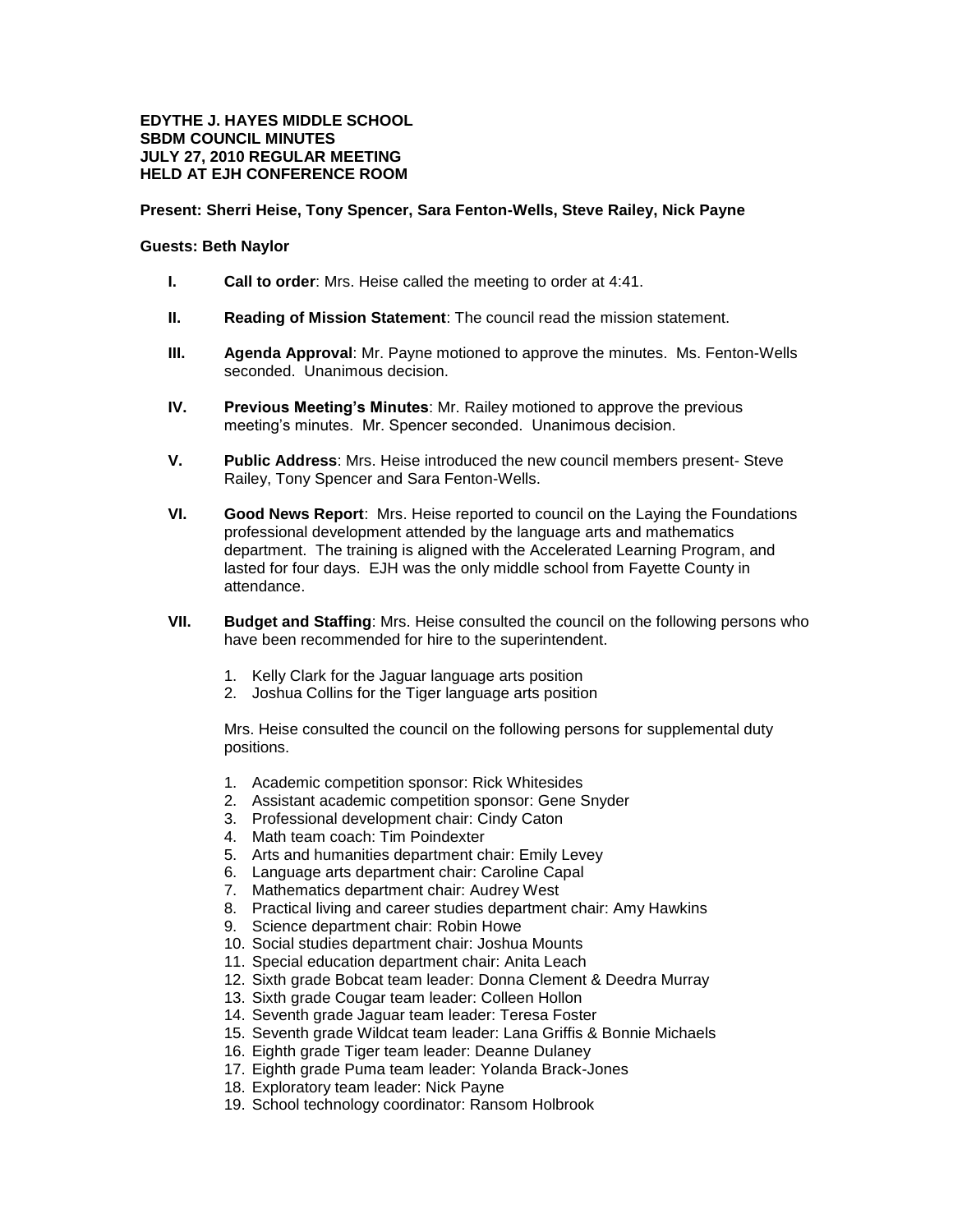**EDYTHE J. HAYES MIDDLE SCHOOL**
**SBDM COUNCIL MINUTES**
**JULY 27, 2010 REGULAR MEETING**
**HELD AT EJH CONFERENCE ROOM**

**Present: Sherri Heise, Tony Spencer, Sara Fenton-Wells, Steve Railey, Nick Payne**

**Guests: Beth Naylor**

I. **Call to order**: Mrs. Heise called the meeting to order at 4:41.

II. **Reading of Mission Statement**: The council read the mission statement.

III. **Agenda Approval**: Mr. Payne motioned to approve the minutes. Ms. Fenton-Wells seconded. Unanimous decision.

IV. **Previous Meeting's Minutes**: Mr. Railey motioned to approve the previous meeting's minutes. Mr. Spencer seconded. Unanimous decision.

V. **Public Address**: Mrs. Heise introduced the new council members present- Steve Railey, Tony Spencer and Sara Fenton-Wells.

VI. **Good News Report**: Mrs. Heise reported to council on the Laying the Foundations professional development attended by the language arts and mathematics department. The training is aligned with the Accelerated Learning Program, and lasted for four days. EJH was the only middle school from Fayette County in attendance.

VII. **Budget and Staffing**: Mrs. Heise consulted the council on the following persons who have been recommended for hire to the superintendent.

   1. Kelly Clark for the Jaguar language arts position
   2. Joshua Collins for the Tiger language arts position

   Mrs. Heise consulted the council on the following persons for supplemental duty positions.

   1. Academic competition sponsor: Rick Whitesides
   2. Assistant academic competition sponsor: Gene Snyder
   3. Professional development chair: Cindy Caton
   4. Math team coach: Tim Poindexter
   5. Arts and humanities department chair: Emily Levey
   6. Language arts department chair: Caroline Capal
   7. Mathematics department chair: Audrey West
   8. Practical living and career studies department chair: Amy Hawkins
   9. Science department chair: Robin Howe
   10. Social studies department chair: Joshua Mounts
   11. Special education department chair: Anita Leach
   12. Sixth grade Bobcat team leader: Donna Clement & Deedra Murray
   13. Sixth grade Cougar team leader: Colleen Hollon
   14. Seventh grade Jaguar team leader: Teresa Foster
   15. Seventh grade Wildcat team leader: Lana Griffis & Bonnie Michaels
   16. Eighth grade Tiger team leader: Deanne Dulaney
   17. Eighth grade Puma team leader: Yolanda Brack-Jones
   18. Exploratory team leader: Nick Payne
   19. School technology coordinator: Ransom Holbrook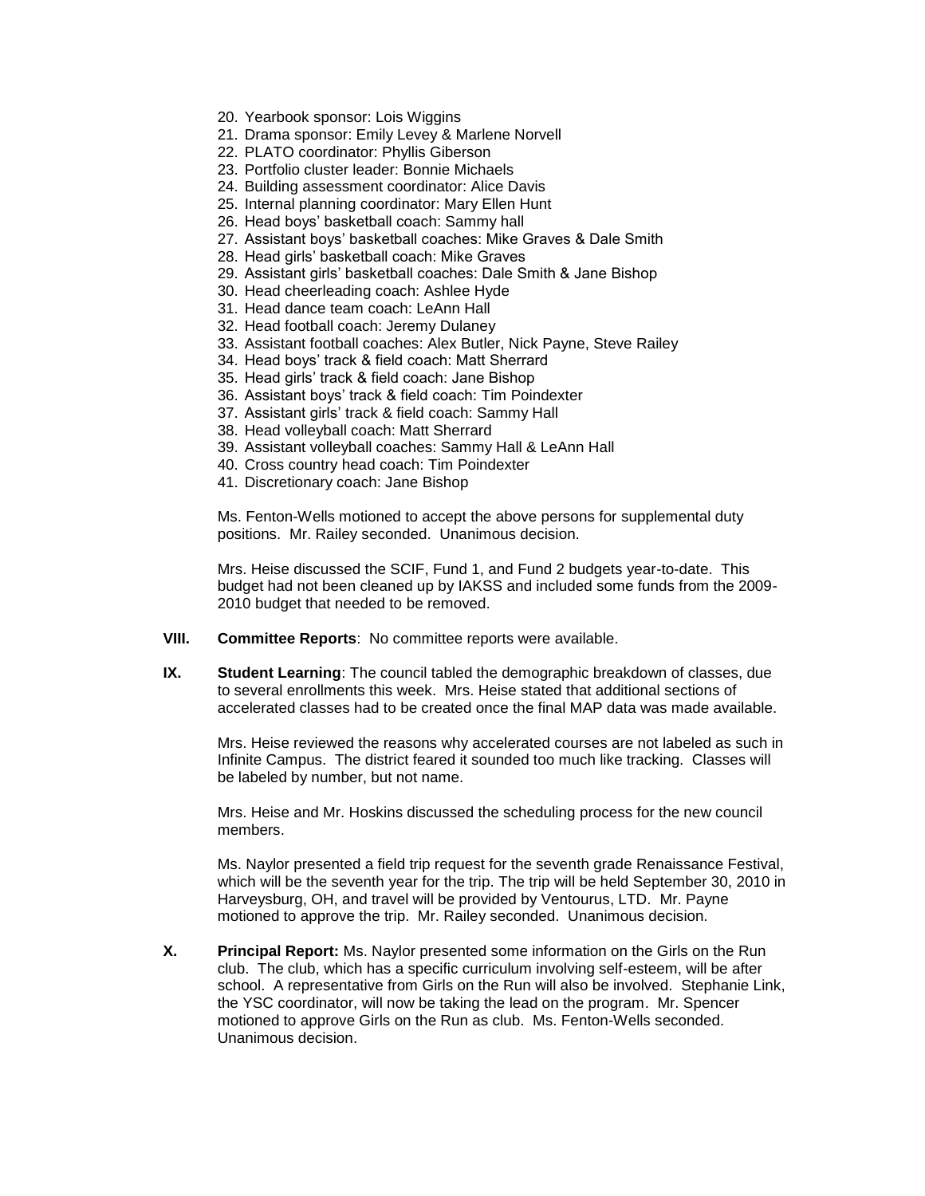20. Yearbook sponsor: Lois Wiggins
21. Drama sponsor: Emily Levey & Marlene Norvell
22. PLATO coordinator: Phyllis Giberson
23. Portfolio cluster leader: Bonnie Michaels
24. Building assessment coordinator: Alice Davis
25. Internal planning coordinator: Mary Ellen Hunt
26. Head boys' basketball coach: Sammy hall
27. Assistant boys' basketball coaches: Mike Graves & Dale Smith
28. Head girls' basketball coach: Mike Graves
29. Assistant girls' basketball coaches: Dale Smith & Jane Bishop
30. Head cheerleading coach: Ashlee Hyde
31. Head dance team coach: LeAnn Hall
32. Head football coach: Jeremy Dulaney
33. Assistant football coaches: Alex Butler, Nick Payne, Steve Railey
34. Head boys' track & field coach: Matt Sherrard
35. Head girls' track & field coach: Jane Bishop
36. Assistant boys' track & field coach: Tim Poindexter
37. Assistant girls' track & field coach: Sammy Hall
38. Head volleyball coach: Matt Sherrard
39. Assistant volleyball coaches: Sammy Hall & LeAnn Hall
40. Cross country head coach: Tim Poindexter
41. Discretionary coach: Jane Bishop

Ms. Fenton-Wells motioned to accept the above persons for supplemental duty positions. Mr. Railey seconded. Unanimous decision.

Mrs. Heise discussed the SCIF, Fund 1, and Fund 2 budgets year-to-date. This budget had not been cleaned up by IAKSS and included some funds from the 2009-2010 budget that needed to be removed.

**VIII. Committee Reports**: No committee reports were available.

**IX. Student Learning**: The council tabled the demographic breakdown of classes, due to several enrollments this week. Mrs. Heise stated that additional sections of accelerated classes had to be created once the final MAP data was made available.

Mrs. Heise reviewed the reasons why accelerated courses are not labeled as such in Infinite Campus. The district feared it sounded too much like tracking. Classes will be labeled by number, but not name.

Mrs. Heise and Mr. Hoskins discussed the scheduling process for the new council members.

Ms. Naylor presented a field trip request for the seventh grade Renaissance Festival, which will be the seventh year for the trip. The trip will be held September 30, 2010 in Harveysburg, OH, and travel will be provided by Ventourus, LTD. Mr. Payne motioned to approve the trip. Mr. Railey seconded. Unanimous decision.

**X. Principal Report:** Ms. Naylor presented some information on the Girls on the Run club. The club, which has a specific curriculum involving self-esteem, will be after school. A representative from Girls on the Run will also be involved. Stephanie Link, the YSC coordinator, will now be taking the lead on the program. Mr. Spencer motioned to approve Girls on the Run as club. Ms. Fenton-Wells seconded. Unanimous decision.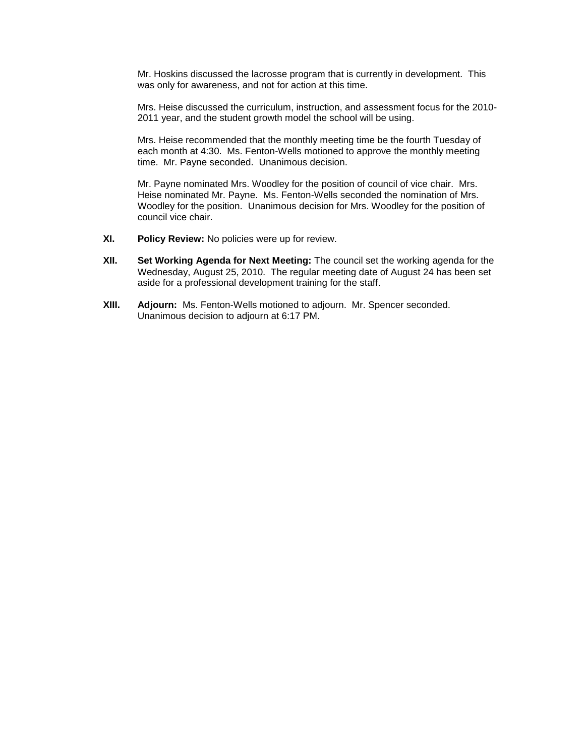Mr. Hoskins discussed the lacrosse program that is currently in development. This was only for awareness, and not for action at this time.

Mrs. Heise discussed the curriculum, instruction, and assessment focus for the 2010-2011 year, and the student growth model the school will be using.

Mrs. Heise recommended that the monthly meeting time be the fourth Tuesday of each month at 4:30. Ms. Fenton-Wells motioned to approve the monthly meeting time. Mr. Payne seconded. Unanimous decision.

Mr. Payne nominated Mrs. Woodley for the position of council of vice chair. Mrs. Heise nominated Mr. Payne. Ms. Fenton-Wells seconded the nomination of Mrs. Woodley for the position. Unanimous decision for Mrs. Woodley for the position of council vice chair.

**XI. Policy Review:** No policies were up for review.

**XII. Set Working Agenda for Next Meeting:** The council set the working agenda for the Wednesday, August 25, 2010. The regular meeting date of August 24 has been set aside for a professional development training for the staff.

**XIII. Adjourn:** Ms. Fenton-Wells motioned to adjourn. Mr. Spencer seconded. Unanimous decision to adjourn at 6:17 PM.